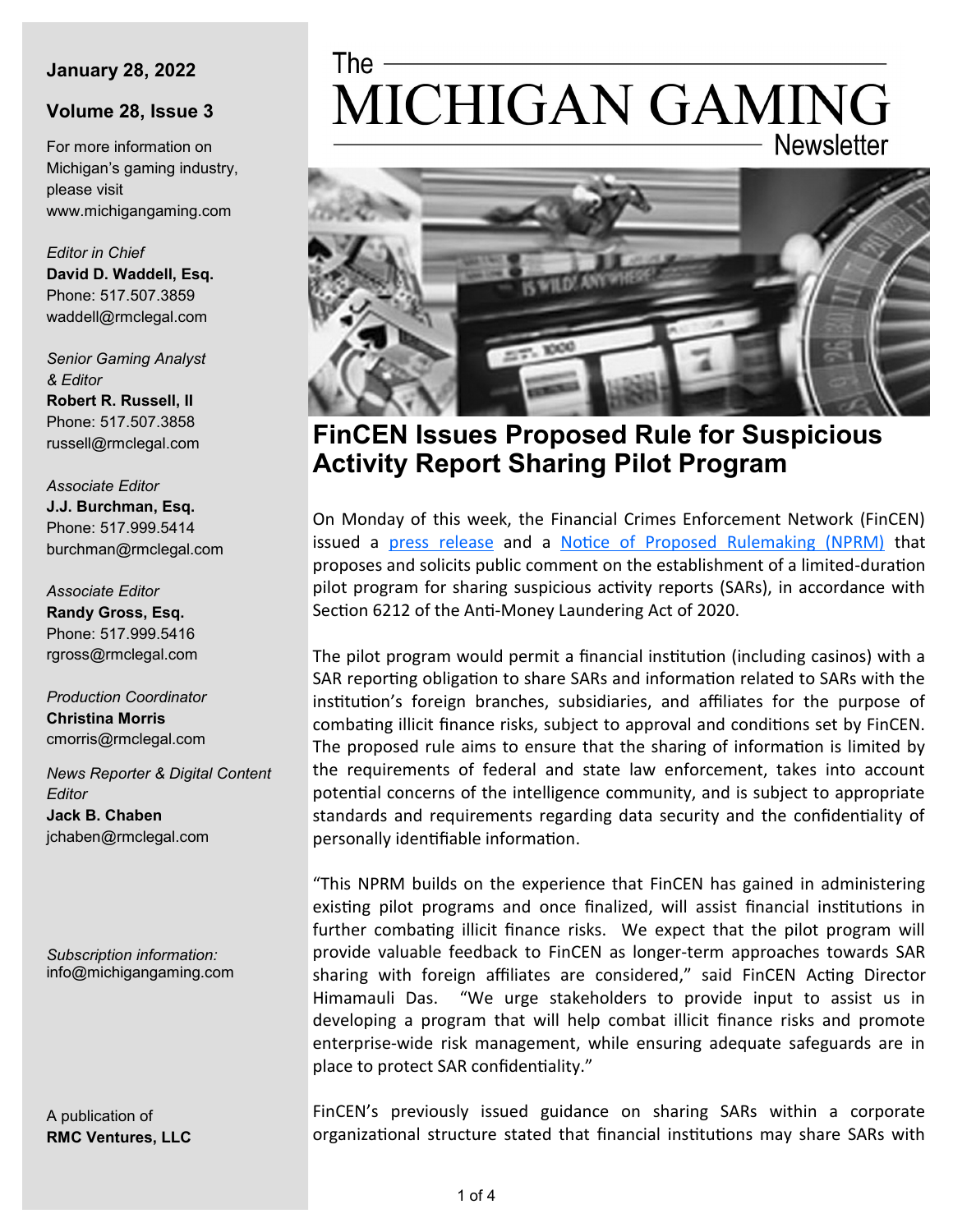**January 28, 2022**

**Volume 28, Issue 3**

For more information on Michigan's gaming industry, please visit www.michigangaming.com

*Editor in Chief*
**David D. Waddell, Esq.**
Phone: 517.507.3859
waddell@rmclegal.com

*Senior Gaming Analyst & Editor*
**Robert R. Russell, II**
Phone: 517.507.3858
russell@rmclegal.com

*Associate Editor*
**J.J. Burchman, Esq.**
Phone: 517.999.5414
burchman@rmclegal.com

*Associate Editor*
**Randy Gross, Esq.**
Phone: 517.999.5416
rgross@rmclegal.com

*Production Coordinator*
**Christina Morris**
cmorris@rmclegal.com

*News Reporter & Digital Content Editor*
**Jack B. Chaben**
jchaben@rmclegal.com

*Subscription information:*
info@michigangaming.com

A publication of
**RMC Ventures, LLC**

# The MICHIGAN GAMING Newsletter

## FinCEN Issues Proposed Rule for Suspicious Activity Report Sharing Pilot Program

On Monday of this week, the Financial Crimes Enforcement Network (FinCEN) issued a press release and a Notice of Proposed Rulemaking (NPRM) that proposes and solicits public comment on the establishment of a limited-duration pilot program for sharing suspicious activity reports (SARs), in accordance with Section 6212 of the Anti-Money Laundering Act of 2020.

The pilot program would permit a financial institution (including casinos) with a SAR reporting obligation to share SARs and information related to SARs with the institution's foreign branches, subsidiaries, and affiliates for the purpose of combating illicit finance risks, subject to approval and conditions set by FinCEN. The proposed rule aims to ensure that the sharing of information is limited by the requirements of federal and state law enforcement, takes into account potential concerns of the intelligence community, and is subject to appropriate standards and requirements regarding data security and the confidentiality of personally identifiable information.

"This NPRM builds on the experience that FinCEN has gained in administering existing pilot programs and once finalized, will assist financial institutions in further combating illicit finance risks. We expect that the pilot program will provide valuable feedback to FinCEN as longer-term approaches towards SAR sharing with foreign affiliates are considered," said FinCEN Acting Director Himamauli Das. "We urge stakeholders to provide input to assist us in developing a program that will help combat illicit finance risks and promote enterprise-wide risk management, while ensuring adequate safeguards are in place to protect SAR confidentiality."

FinCEN's previously issued guidance on sharing SARs within a corporate organizational structure stated that financial institutions may share SARs with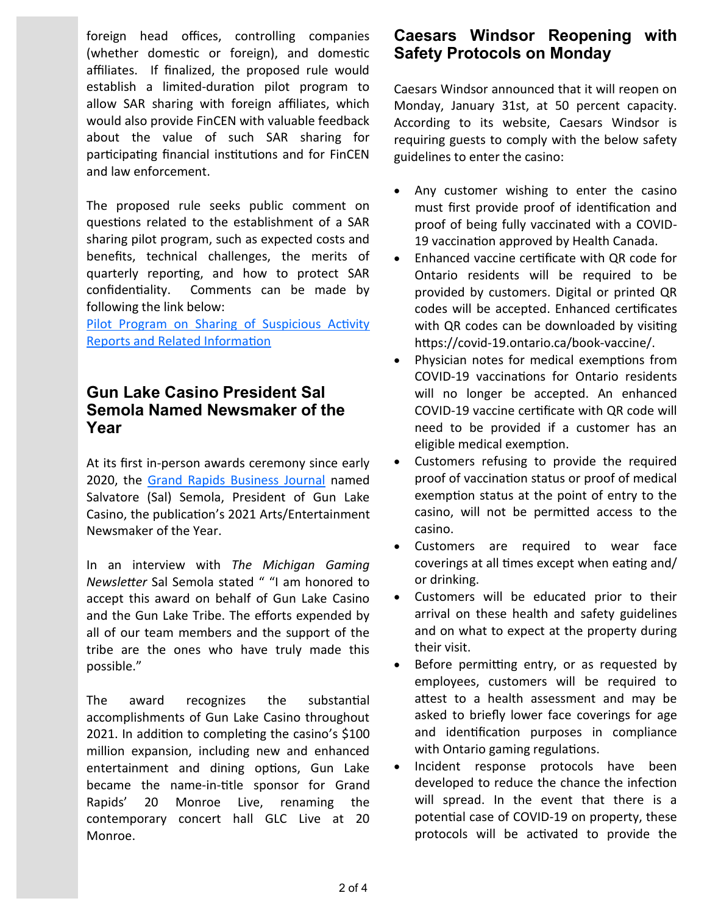foreign head offices, controlling companies (whether domestic or foreign), and domestic affiliates. If finalized, the proposed rule would establish a limited-duration pilot program to allow SAR sharing with foreign affiliates, which would also provide FinCEN with valuable feedback about the value of such SAR sharing for participating financial institutions and for FinCEN and law enforcement.

The proposed rule seeks public comment on questions related to the establishment of a SAR sharing pilot program, such as expected costs and benefits, technical challenges, the merits of quarterly reporting, and how to protect SAR confidentiality. Comments can be made by following the link below:
Pilot Program on Sharing of Suspicious Activity Reports and Related Information

## Gun Lake Casino President Sal Semola Named Newsmaker of the Year

At its first in-person awards ceremony since early 2020, the Grand Rapids Business Journal named Salvatore (Sal) Semola, President of Gun Lake Casino, the publication's 2021 Arts/Entertainment Newsmaker of the Year.

In an interview with *The Michigan Gaming Newsletter* Sal Semola stated " "I am honored to accept this award on behalf of Gun Lake Casino and the Gun Lake Tribe. The efforts expended by all of our team members and the support of the tribe are the ones who have truly made this possible."

The award recognizes the substantial accomplishments of Gun Lake Casino throughout 2021. In addition to completing the casino's $100 million expansion, including new and enhanced entertainment and dining options, Gun Lake became the name-in-title sponsor for Grand Rapids' 20 Monroe Live, renaming the contemporary concert hall GLC Live at 20 Monroe.

## Caesars Windsor Reopening with Safety Protocols on Monday

Caesars Windsor announced that it will reopen on Monday, January 31st, at 50 percent capacity. According to its website, Caesars Windsor is requiring guests to comply with the below safety guidelines to enter the casino:

- Any customer wishing to enter the casino must first provide proof of identification and proof of being fully vaccinated with a COVID-19 vaccination approved by Health Canada.
- Enhanced vaccine certificate with QR code for Ontario residents will be required to be provided by customers. Digital or printed QR codes will be accepted. Enhanced certificates with QR codes can be downloaded by visiting https://covid-19.ontario.ca/book-vaccine/.
- Physician notes for medical exemptions from COVID-19 vaccinations for Ontario residents will no longer be accepted. An enhanced COVID-19 vaccine certificate with QR code will need to be provided if a customer has an eligible medical exemption.
- Customers refusing to provide the required proof of vaccination status or proof of medical exemption status at the point of entry to the casino, will not be permitted access to the casino.
- Customers are required to wear face coverings at all times except when eating and/or drinking.
- Customers will be educated prior to their arrival on these health and safety guidelines and on what to expect at the property during their visit.
- Before permitting entry, or as requested by employees, customers will be required to attest to a health assessment and may be asked to briefly lower face coverings for age and identification purposes in compliance with Ontario gaming regulations.
- Incident response protocols have been developed to reduce the chance the infection will spread. In the event that there is a potential case of COVID-19 on property, these protocols will be activated to provide the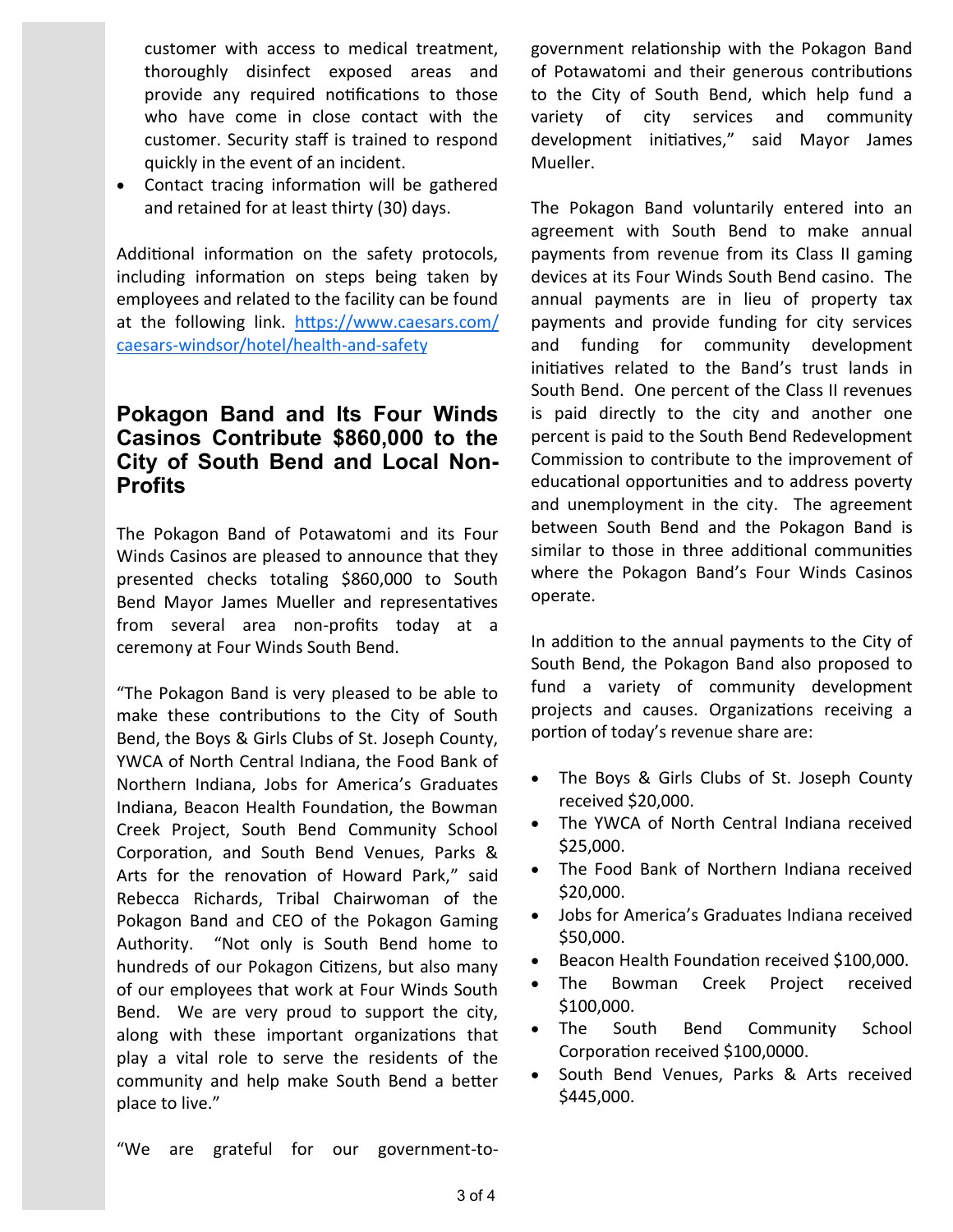customer with access to medical treatment, thoroughly disinfect exposed areas and provide any required notifications to those who have come in close contact with the customer. Security staff is trained to respond quickly in the event of an incident.

- Contact tracing information will be gathered and retained for at least thirty (30) days.

Additional information on the safety protocols, including information on steps being taken by employees and related to the facility can be found at the following link. [https://www.caesars.com/caesars-windsor/hotel/health-and-safety](https://www.caesars.com/caesars-windsor/hotel/health-and-safety)

## Pokagon Band and Its Four Winds Casinos Contribute $860,000 to the City of South Bend and Local Non-Profits

The Pokagon Band of Potawatomi and its Four Winds Casinos are pleased to announce that they presented checks totaling $860,000 to South Bend Mayor James Mueller and representatives from several area non-profits today at a ceremony at Four Winds South Bend.

"The Pokagon Band is very pleased to be able to make these contributions to the City of South Bend, the Boys & Girls Clubs of St. Joseph County, YWCA of North Central Indiana, the Food Bank of Northern Indiana, Jobs for America's Graduates Indiana, Beacon Health Foundation, the Bowman Creek Project, South Bend Community School Corporation, and South Bend Venues, Parks & Arts for the renovation of Howard Park," said Rebecca Richards, Tribal Chairwoman of the Pokagon Band and CEO of the Pokagon Gaming Authority. "Not only is South Bend home to hundreds of our Pokagon Citizens, but also many of our employees that work at Four Winds South Bend. We are very proud to support the city, along with these important organizations that play a vital role to serve the residents of the community and help make South Bend a better place to live."

"We are grateful for our government-to-government relationship with the Pokagon Band of Potawatomi and their generous contributions to the City of South Bend, which help fund a variety of city services and community development initiatives," said Mayor James Mueller.

The Pokagon Band voluntarily entered into an agreement with South Bend to make annual payments from revenue from its Class II gaming devices at its Four Winds South Bend casino. The annual payments are in lieu of property tax payments and provide funding for city services and funding for community development initiatives related to the Band's trust lands in South Bend. One percent of the Class II revenues is paid directly to the city and another one percent is paid to the South Bend Redevelopment Commission to contribute to the improvement of educational opportunities and to address poverty and unemployment in the city. The agreement between South Bend and the Pokagon Band is similar to those in three additional communities where the Pokagon Band's Four Winds Casinos operate.

In addition to the annual payments to the City of South Bend, the Pokagon Band also proposed to fund a variety of community development projects and causes. Organizations receiving a portion of today's revenue share are:

- The Boys & Girls Clubs of St. Joseph County received $20,000.
- The YWCA of North Central Indiana received $25,000.
- The Food Bank of Northern Indiana received $20,000.
- Jobs for America's Graduates Indiana received $50,000.
- Beacon Health Foundation received $100,000.
- The Bowman Creek Project received $100,000.
- The South Bend Community School Corporation received $100,0000.
- South Bend Venues, Parks & Arts received $445,000.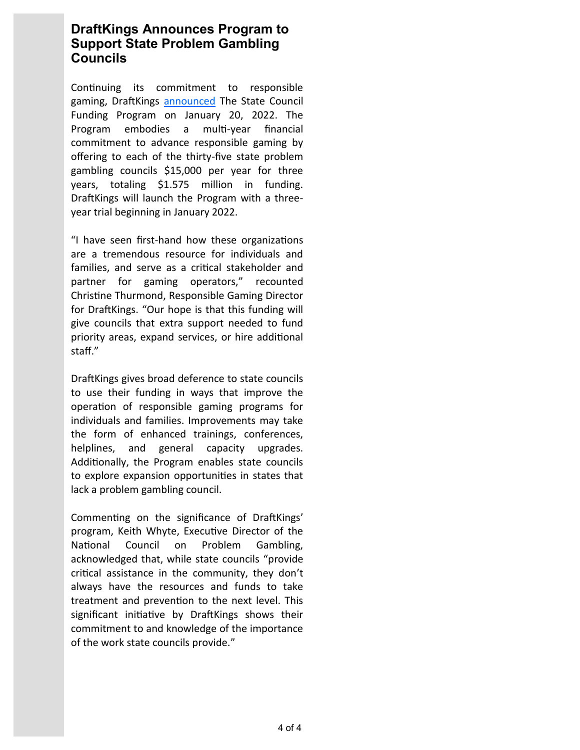## DraftKings Announces Program to Support State Problem Gambling Councils

Continuing its commitment to responsible gaming, DraftKings announced The State Council Funding Program on January 20, 2022. The Program embodies a multi-year financial commitment to advance responsible gaming by offering to each of the thirty-five state problem gambling councils $15,000 per year for three years, totaling $1.575 million in funding. DraftKings will launch the Program with a three-year trial beginning in January 2022.

"I have seen first-hand how these organizations are a tremendous resource for individuals and families, and serve as a critical stakeholder and partner for gaming operators," recounted Christine Thurmond, Responsible Gaming Director for DraftKings. "Our hope is that this funding will give councils that extra support needed to fund priority areas, expand services, or hire additional staff."

DraftKings gives broad deference to state councils to use their funding in ways that improve the operation of responsible gaming programs for individuals and families. Improvements may take the form of enhanced trainings, conferences, helplines, and general capacity upgrades. Additionally, the Program enables state councils to explore expansion opportunities in states that lack a problem gambling council.

Commenting on the significance of DraftKings' program, Keith Whyte, Executive Director of the National Council on Problem Gambling, acknowledged that, while state councils "provide critical assistance in the community, they don't always have the resources and funds to take treatment and prevention to the next level. This significant initiative by DraftKings shows their commitment to and knowledge of the importance of the work state councils provide."